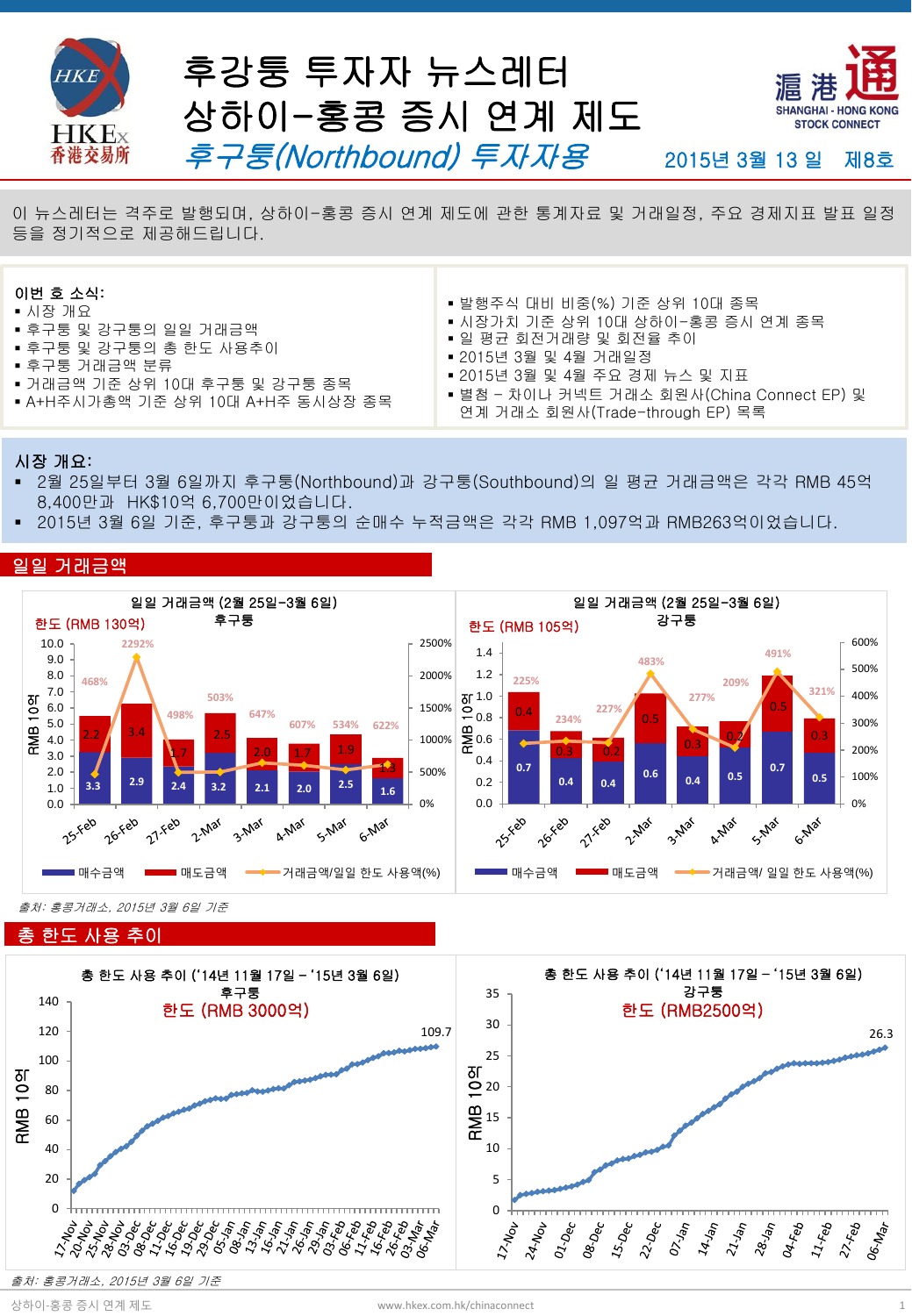# 후강통 투자자 뉴스레터
# 상하이-홍콩 증시 연계 제도
## *후구퉁(Northbound) 투자자용*

2015년 3월 13 일 제8호

이 뉴스레터는 격주로 발행되며, 상하이-홍콩 증시 연계 제도에 관한 통계자료 및 거래일정, 주요 경제지표 발표 일정 등을 정기적으로 제공해드립니다.

**이번 호 소식:**

- 시장 개요
- 후구퉁 및 강구퉁의 일일 거래금액
- 후구퉁 및 강구퉁의 총 한도 사용추이
- 후구퉁 거래금액 분류
- 거래금액 기준 상위 10대 후구퉁 및 강구퉁 종목
- A+H주시가총액 기준 상위 10대 A+H주 동시상장 종목
- 발행주식 대비 비중(%) 기준 상위 10대 종목
- 시장가치 기준 상위 10대 상하이-홍콩 증시 연계 종목
- 일 평균 회전거래량 및 회전율 추이
- 2015년 3월 및 4월 거래일정
- 2015년 3월 및 4월 주요 경제 뉴스 및 지표
- 별첨 – 차이나 커넥트 거래소 회원사(China Connect EP) 및 연계 거래소 회원사(Trade-through EP) 목록

## 시장 개요:

- 2월 25일부터 3월 6일까지 후구퉁(Northbound)과 강구퉁(Southbound)의 일 평균 거래금액은 각각 RMB 45억 8,400만과 HK$10억 6,700만이었습니다.
- 2015년 3월 6일 기준, 후구퉁과 강구퉁의 순매수 누적금액은 각각 RMB 1,097억과 RMB263억이었습니다.

## 일일 거래금액

**일일 거래금액 (2월 25일–3월 6일) 후구퉁** — 한도 (RMB 130억)

| 날짜 | 매수금액 (RMB 10억) | 매도금액 (RMB 10억) | 거래금액/일일 한도 사용액(%) |
|---|---|---|---|
| 25-Feb | 3.3 | 2.2 | 468% |
| 26-Feb | 2.9 | 3.4 | 2292% |
| 27-Feb | 2.4 | 1.7 | 498% |
| 2-Mar | 3.2 | 2.5 | 503% |
| 3-Mar | 2.1 | 2.0 | 647% |
| 4-Mar | 2.0 | 1.7 | 607% |
| 5-Mar | 2.5 | 1.9 | 534% |
| 6-Mar | 1.6 | 1.3 | 622% |

**일일 거래금액 (2월 25일–3월 6일) 강구퉁** — 한도 (RMB 105억)

| 날짜 | 매수금액 (RMB 10억) | 매도금액 (RMB 10억) | 거래금액/ 일일 한도 사용액(%) |
|---|---|---|---|
| 25-Feb | 0.7 | 0.4 | 225% |
| 26-Feb | 0.4 | 0.3 | 234% |
| 27-Feb | 0.4 | 0.2 | 227% |
| 2-Mar | 0.6 | 0.5 | 483% |
| 3-Mar | 0.4 | 0.3 | 277% |
| 4-Mar | 0.5 | 0.2 | 209% |
| 5-Mar | 0.7 | 0.5 | 491% |
| 6-Mar | 0.5 | 0.3 | 321% |

*출처: 홍콩거래소, 2015년 3월 6일 기준*

## 총 한도 사용 추이

**총 한도 사용 추이 ('14년 11월 17일 – '15년 3월 6일) 후구퉁** — 한도 (RMB 3000억)

RMB 10억 기준, 2015년 3월 6일 누적 사용액: 109.7

**총 한도 사용 추이 ('14년 11월 17일 – '15년 3월 6일) 강구퉁** — 한도 (RMB2500억)

RMB 10억 기준, 2015년 3월 6일 누적 사용액: 26.3

*출처: 홍콩거래소, 2015년 3월 6일 기준*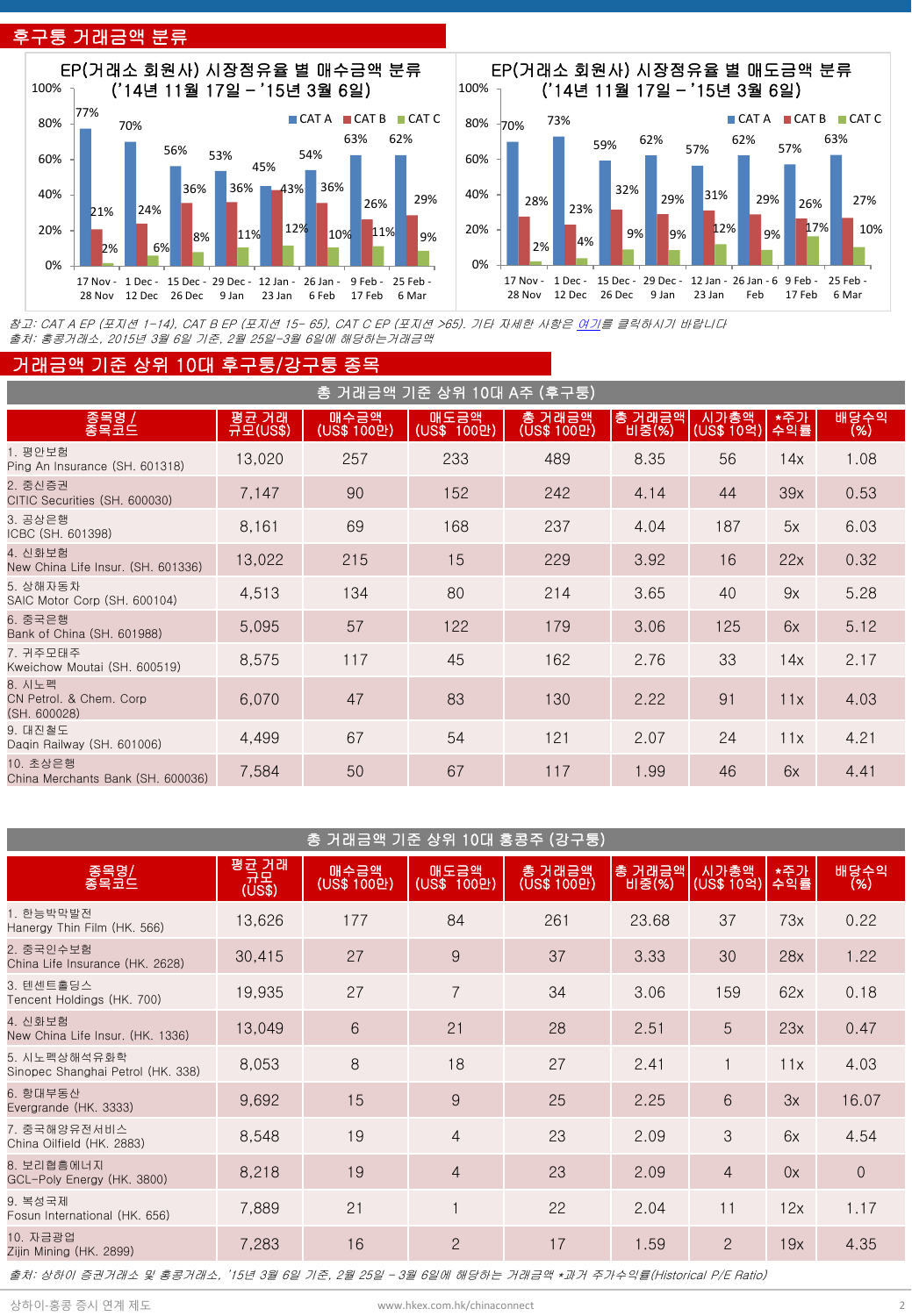## 후구퉁 거래금액 분류

### EP(거래소 회원사) 시장점유율 별 매수금액 분류 ('14년 11월 17일 – '15년 3월 6일)

| 기간 | CAT A | CAT B | CAT C |
|---|---|---|---|
| 17 Nov - 28 Nov | 77% | 21% | 2% |
| 1 Dec - 12 Dec | 70% | 24% | 6% |
| 15 Dec - 26 Dec | 56% | 36% | 8% |
| 29 Dec - 9 Jan | 53% | 36% | 11% |
| 12 Jan - 23 Jan | 45% | 43% | 12% |
| 26 Jan - 6 Feb | 54% | 36% | 10% |
| 9 Feb - 17 Feb | 63% | 26% | 11% |
| 25 Feb - 6 Mar | 62% | 29% | 9% |

### EP(거래소 회원사) 시장점유율 별 매도금액 분류 ('14년 11월 17일 – '15년 3월 6일)

| 기간 | CAT A | CAT B | CAT C |
|---|---|---|---|
| 17 Nov - 28 Nov | 70% | 28% | 2% |
| 1 Dec - 12 Dec | 73% | 23% | 4% |
| 15 Dec - 26 Dec | 59% | 32% | 9% |
| 29 Dec - 9 Jan | 62% | 29% | 9% |
| 12 Jan - 23 Jan | 57% | 31% | 12% |
| 26 Jan - 6 Feb | 62% | 29% | 9% |
| 9 Feb - 17 Feb | 57% | 26% | 17% |
| 25 Feb - 6 Mar | 63% | 27% | 10% |

*참고: CAT A EP (표지션 1–14), CAT B EP (표지션 15– 65), CAT C EP (표지션 >65). 기타 자세한 사항은 여기를 클릭하시기 바랍니다*
*출처: 홍콩거래소, 2015년 3월 6일 기준, 2월 25일–3월 6일에 해당하는거래금액*

## 거래금액 기준 상위 10대 후구퉁/강구퉁 종목

### 총 거래금액 기준 상위 10대 A주 (후구퉁)

| 종목명 / 종목코드 | 평균 거래 규모(US$) | 매수금액 (US$ 100만) | 매도금액 (US$ 100만) | 총 거래금액 (US$ 100만) | 총 거래금액 비중(%) | 시가총액 (US$ 10억) | *주가 수익률 | 배당수익 (%) |
|---|---|---|---|---|---|---|---|---|
| 1. 평안보험 Ping An Insurance (SH. 601318) | 13,020 | 257 | 233 | 489 | 8.35 | 56 | 14x | 1.08 |
| 2. 중신증권 CITIC Securities (SH. 600030) | 7,147 | 90 | 152 | 242 | 4.14 | 44 | 39x | 0.53 |
| 3. 공상은행 ICBC (SH. 601398) | 8,161 | 69 | 168 | 237 | 4.04 | 187 | 5x | 6.03 |
| 4. 신화보험 New China Life Insur. (SH. 601336) | 13,022 | 215 | 15 | 229 | 3.92 | 16 | 22x | 0.32 |
| 5. 상해자동차 SAIC Motor Corp (SH. 600104) | 4,513 | 134 | 80 | 214 | 3.65 | 40 | 9x | 5.28 |
| 6. 중국은행 Bank of China (SH. 601988) | 5,095 | 57 | 122 | 179 | 3.06 | 125 | 6x | 5.12 |
| 7. 귀주모태주 Kweichow Moutai (SH. 600519) | 8,575 | 117 | 45 | 162 | 2.76 | 33 | 14x | 2.17 |
| 8. 시노펙 CN Petrol. & Chem. Corp (SH. 600028) | 6,070 | 47 | 83 | 130 | 2.22 | 91 | 11x | 4.03 |
| 9. 대진철도 Daqin Railway (SH. 601006) | 4,499 | 67 | 54 | 121 | 2.07 | 24 | 11x | 4.21 |
| 10. 초상은행 China Merchants Bank (SH. 600036) | 7,584 | 50 | 67 | 117 | 1.99 | 46 | 6x | 4.41 |

### 총 거래금액 기준 상위 10대 홍콩주 (강구퉁)

| 종목명/ 종목코드 | 평균 거래 규모 (US$) | 매수금액 (US$ 100만) | 매도금액 (US$ 100만) | 총 거래금액 (US$ 100만) | 총 거래금액 비중(%) | 시가총액 (US$ 10억) | *주가 수익률 | 배당수익 (%) |
|---|---|---|---|---|---|---|---|---|
| 1. 한능박막발전 Hanergy Thin Film (HK. 566) | 13,626 | 177 | 84 | 261 | 23.68 | 37 | 73x | 0.22 |
| 2. 중국인수보험 China Life Insurance (HK. 2628) | 30,415 | 27 | 9 | 37 | 3.33 | 30 | 28x | 1.22 |
| 3. 텐센트홀딩스 Tencent Holdings (HK. 700) | 19,935 | 27 | 7 | 34 | 3.06 | 159 | 62x | 0.18 |
| 4. 신화보험 New China Life Insur. (HK. 1336) | 13,049 | 6 | 21 | 28 | 2.51 | 5 | 23x | 0.47 |
| 5. 시노펙상해석유화학 Sinopec Shanghai Petrol (HK. 338) | 8,053 | 8 | 18 | 27 | 2.41 | 1 | 11x | 4.03 |
| 6. 항대부동산 Evergrande (HK. 3333) | 9,692 | 15 | 9 | 25 | 2.25 | 6 | 3x | 16.07 |
| 7. 중국해양유전서비스 China Oilfield (HK. 2883) | 8,548 | 19 | 4 | 23 | 2.09 | 3 | 6x | 4.54 |
| 8. 보리협흠에너지 GCL-Poly Energy (HK. 3800) | 8,218 | 19 | 4 | 23 | 2.09 | 4 | 0x | 0 |
| 9. 복성국제 Fosun International (HK. 656) | 7,889 | 21 | 1 | 22 | 2.04 | 11 | 12x | 1.17 |
| 10. 자금광업 Zijin Mining (HK. 2899) | 7,283 | 16 | 2 | 17 | 1.59 | 2 | 19x | 4.35 |

*출처: 상하이 증권거래소 및 홍콩거래소, '15년 3월 6일 기준, 2월 25일 – 3월 6일에 해당하는 거래금액 *과거 주가수익률(Historical P/E Ratio)*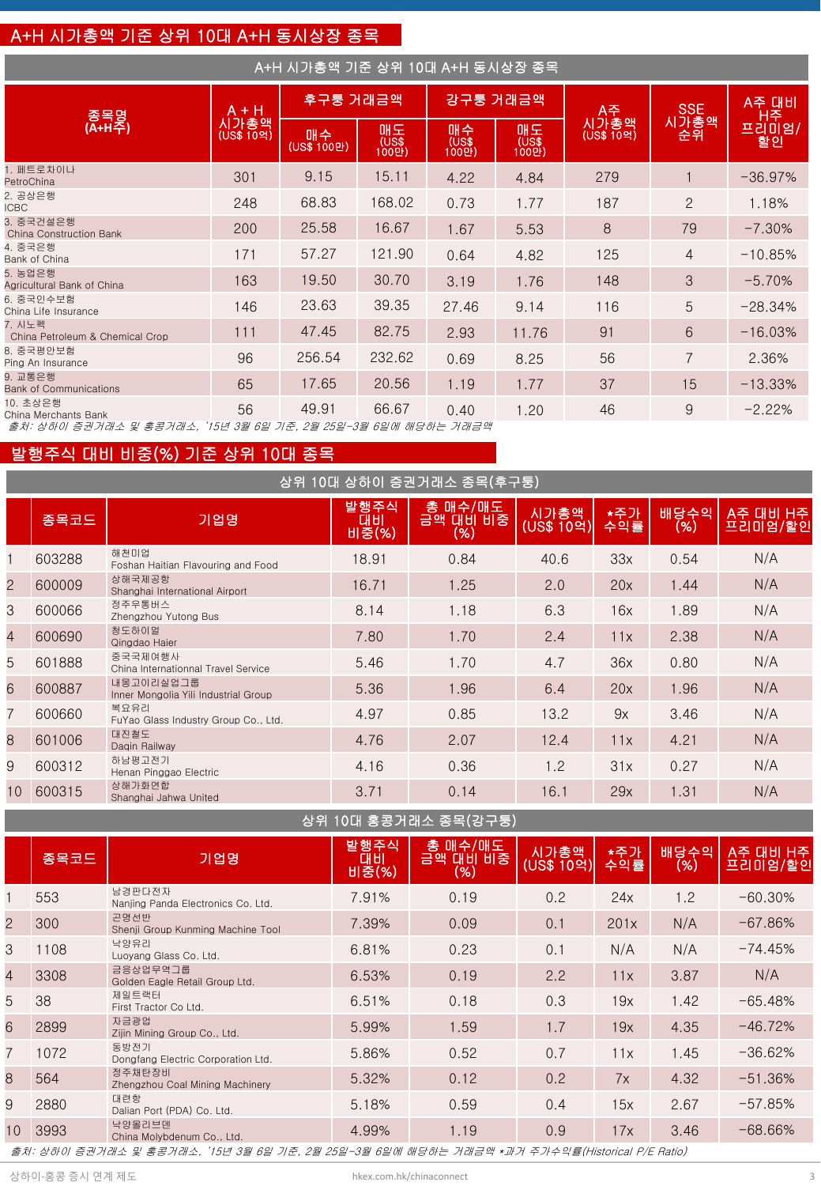## A+H 시가총액 기준 상위 10대 A+H 동시상장 종목

A+H 시가총액 기준 상위 10대 A+H 동시상장 종목

| 종목명 (A+H주) | A + H 시가총액 (US$ 10억) | 후구통 거래금액 | | 강구통 거래금액 | | A주 시가총액 (US$ 10억) | SSE 시가총액 순위 | A주 대비 H주 프리미엄/할인 |
|---|---|---|---|---|---|---|---|---|
| | | 매수 (US$ 100만) | 매도 (US$ 100만) | 매수 (US$ 100만) | 매도 (US$ 100만) | | | |
| 1. 페트로차이나 PetroChina | 301 | 9.15 | 15.11 | 4.22 | 4.84 | 279 | 1 | -36.97% |
| 2. 공상은행 ICBC | 248 | 68.83 | 168.02 | 0.73 | 1.77 | 187 | 2 | 1.18% |
| 3. 중국건설은행 China Construction Bank | 200 | 25.58 | 16.67 | 1.67 | 5.53 | 8 | 79 | -7.30% |
| 4. 중국은행 Bank of China | 171 | 57.27 | 121.90 | 0.64 | 4.82 | 125 | 4 | -10.85% |
| 5. 농업은행 Agricultural Bank of China | 163 | 19.50 | 30.70 | 3.19 | 1.76 | 148 | 3 | -5.70% |
| 6. 중국인수보험 China Life Insurance | 146 | 23.63 | 39.35 | 27.46 | 9.14 | 116 | 5 | -28.34% |
| 7. 시노펙 China Petroleum & Chemical Crop | 111 | 47.45 | 82.75 | 2.93 | 11.76 | 91 | 6 | -16.03% |
| 8. 중국평안보험 Ping An Insurance | 96 | 256.54 | 232.62 | 0.69 | 8.25 | 56 | 7 | 2.36% |
| 9. 교통은행 Bank of Communications | 65 | 17.65 | 20.56 | 1.19 | 1.77 | 37 | 15 | -13.33% |
| 10. 초상은행 China Merchants Bank | 56 | 49.91 | 66.67 | 0.40 | 1.20 | 46 | 9 | -2.22% |

*출처: 상하이 증권거래소 및 홍콩거래소, '15년 3월 6일 기준, 2월 25일-3월 6일에 해당하는 거래금액*

## 발행주식 대비 비중(%) 기준 상위 10대 종목

상위 10대 상하이 증권거래소 종목(후구통)

| | 종목코드 | 기업명 | 발행주식 대비 비중(%) | 총 매수/매도 금액 대비 비중 (%) | 시가총액 (US$ 10억) | *주가 수익률 | 배당수익 (%) | A주 대비 H주 프리미엄/할인 |
|---|---|---|---|---|---|---|---|---|
| 1 | 603288 | 해천미업 Foshan Haitian Flavouring and Food | 18.91 | 0.84 | 40.6 | 33x | 0.54 | N/A |
| 2 | 600009 | 상해국제공항 Shanghai International Airport | 16.71 | 1.25 | 2.0 | 20x | 1.44 | N/A |
| 3 | 600066 | 정주우통버스 Zhengzhou Yutong Bus | 8.14 | 1.18 | 6.3 | 16x | 1.89 | N/A |
| 4 | 600690 | 청도하이얼 Qingdao Haier | 7.80 | 1.70 | 2.4 | 11x | 2.38 | N/A |
| 5 | 601888 | 중국국제여행사 China Internationnal Travel Service | 5.46 | 1.70 | 4.7 | 36x | 0.80 | N/A |
| 6 | 600887 | 내몽고이리실업그룹 Inner Mongolia Yili Industrial Group | 5.36 | 1.96 | 6.4 | 20x | 1.96 | N/A |
| 7 | 600660 | 복요유리 FuYao Glass Industry Group Co., Ltd. | 4.97 | 0.85 | 13.2 | 9x | 3.46 | N/A |
| 8 | 601006 | 대진철도 Daqin Railway | 4.76 | 2.07 | 12.4 | 11x | 4.21 | N/A |
| 9 | 600312 | 하남평고전기 Henan Pinggao Electric | 4.16 | 0.36 | 1.2 | 31x | 0.27 | N/A |
| 10 | 600315 | 상해가화연합 Shanghai Jahwa United | 3.71 | 0.14 | 16.1 | 29x | 1.31 | N/A |

상위 10대 홍콩거래소 종목(강구통)

| | 종목코드 | 기업명 | 발행주식 대비 비중(%) | 총 매수/매도 금액 대비 비중 (%) | 시가총액 (US$ 10억) | *주가 수익률 | 배당수익 (%) | A주 대비 H주 프리미엄/할인 |
|---|---|---|---|---|---|---|---|---|
| 1 | 553 | 남경판다전자 Nanjing Panda Electronics Co. Ltd. | 7.91% | 0.19 | 0.2 | 24x | 1.2 | -60.30% |
| 2 | 300 | 곤명선반 Shenji Group Kunming Machine Tool | 7.39% | 0.09 | 0.1 | 201x | N/A | -67.86% |
| 3 | 1108 | 낙양유리 Luoyang Glass Co. Ltd. | 6.81% | 0.23 | 0.1 | N/A | N/A | -74.45% |
| 4 | 3308 | 금응상업무역그룹 Golden Eagle Retail Group Ltd. | 6.53% | 0.19 | 2.2 | 11x | 3.87 | N/A |
| 5 | 38 | 제일트랙터 First Tractor Co Ltd. | 6.51% | 0.18 | 0.3 | 19x | 1.42 | -65.48% |
| 6 | 2899 | 자금광업 Zijin Mining Group Co., Ltd. | 5.99% | 1.59 | 1.7 | 19x | 4.35 | -46.72% |
| 7 | 1072 | 동방전기 Dongfang Electric Corporation Ltd. | 5.86% | 0.52 | 0.7 | 11x | 1.45 | -36.62% |
| 8 | 564 | 정주채탄장비 Zhengzhou Coal Mining Machinery | 5.32% | 0.12 | 0.2 | 7x | 4.32 | -51.36% |
| 9 | 2880 | 대련항 Dalian Port (PDA) Co. Ltd. | 5.18% | 0.59 | 0.4 | 15x | 2.67 | -57.85% |
| 10 | 3993 | 낙양몰리브덴 China Molybdenum Co., Ltd. | 4.99% | 1.19 | 0.9 | 17x | 3.46 | -68.66% |

*출처: 상하이 증권거래소 및 홍콩거래소, '15년 3월 6일 기준, 2월 25일-3월 6일에 해당하는 거래금액 *과거 주가수익률(Historical P/E Ratio)*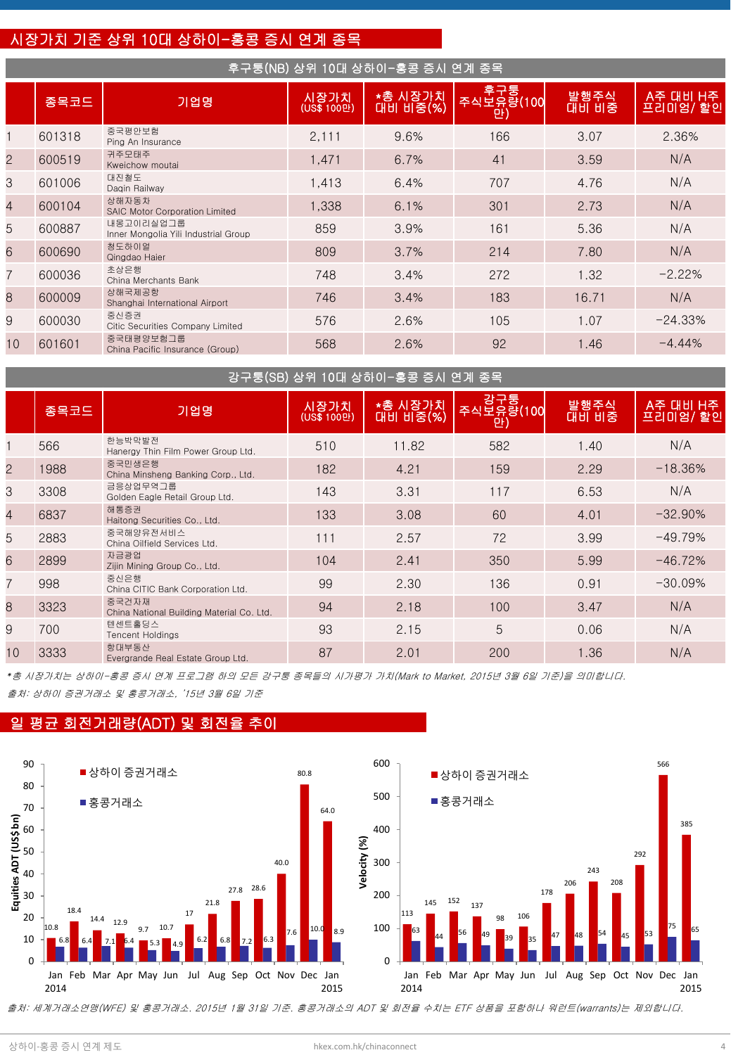# 시장가치 기준 상위 10대 상하이-홍콩 증시 연계 종목

## 후구퉁(NB) 상위 10대 상하이-홍콩 증시 연계 종목

| | 종목코드 | 기업명 | 시장가치 (US$ 100만) | *총 시장가치 대비 비중(%) | 후구퉁 주식보유량(100만) | 발행주식 대비 비중 | A주 대비 H주 프리미엄/ 할인 |
|---|---|---|---|---|---|---|---|
| 1 | 601318 | 중국평안보험 Ping An Insurance | 2,111 | 9.6% | 166 | 3.07 | 2.36% |
| 2 | 600519 | 귀주모태주 Kweichow moutai | 1,471 | 6.7% | 41 | 3.59 | N/A |
| 3 | 601006 | 대진철도 Daqin Railway | 1,413 | 6.4% | 707 | 4.76 | N/A |
| 4 | 600104 | 상해자동차 SAIC Motor Corporation Limited | 1,338 | 6.1% | 301 | 2.73 | N/A |
| 5 | 600887 | 내몽고이리실업그룹 Inner Mongolia Yili Industrial Group | 859 | 3.9% | 161 | 5.36 | N/A |
| 6 | 600690 | 청도하이얼 Qingdao Haier | 809 | 3.7% | 214 | 7.80 | N/A |
| 7 | 600036 | 초상은행 China Merchants Bank | 748 | 3.4% | 272 | 1.32 | -2.22% |
| 8 | 600009 | 상해국제공항 Shanghai International Airport | 746 | 3.4% | 183 | 16.71 | N/A |
| 9 | 600030 | 중신증권 Citic Securities Company Limited | 576 | 2.6% | 105 | 1.07 | -24.33% |
| 10 | 601601 | 중국태평양보험그룹 China Pacific Insurance (Group) | 568 | 2.6% | 92 | 1.46 | -4.44% |

## 강구퉁(SB) 상위 10대 상하이-홍콩 증시 연계 종목

| | 종목코드 | 기업명 | 시장가치 (US$ 100만) | *총 시장가치 대비 비중(%) | 강구퉁 주식보유량(100만) | 발행주식 대비 비중 | A주 대비 H주 프리미엄/ 할인 |
|---|---|---|---|---|---|---|---|
| 1 | 566 | 한능박막발전 Hanergy Thin Film Power Group Ltd. | 510 | 11.82 | 582 | 1.40 | N/A |
| 2 | 1988 | 중국민생은행 China Minsheng Banking Corp., Ltd. | 182 | 4.21 | 159 | 2.29 | -18.36% |
| 3 | 3308 | 금응상업무역그룹 Golden Eagle Retail Group Ltd. | 143 | 3.31 | 117 | 6.53 | N/A |
| 4 | 6837 | 해통증권 Haitong Securities Co., Ltd. | 133 | 3.08 | 60 | 4.01 | -32.90% |
| 5 | 2883 | 중국해양유전서비스 China Oilfield Services Ltd. | 111 | 2.57 | 72 | 3.99 | -49.79% |
| 6 | 2899 | 자금광업 Zijin Mining Group Co., Ltd. | 104 | 2.41 | 350 | 5.99 | -46.72% |
| 7 | 998 | 중신은행 China CITIC Bank Corporation Ltd. | 99 | 2.30 | 136 | 0.91 | -30.09% |
| 8 | 3323 | 중국건자재 China National Building Material Co. Ltd. | 94 | 2.18 | 100 | 3.47 | N/A |
| 9 | 700 | 텐센트홀딩스 Tencent Holdings | 93 | 2.15 | 5 | 0.06 | N/A |
| 10 | 3333 | 항대부동산 Evergrande Real Estate Group Ltd. | 87 | 2.01 | 200 | 1.36 | N/A |

*\*총 시장가치는 상하이-홍콩 증시 연계 프로그램 하의 모든 강구퉁 종목들의 시가평가 가치(Mark to Market, 2015년 3월 6일 기준)을 의미합니다.*

*출처: 상하이 증권거래소 및 홍콩거래소, '15년 3월 6일 기준*

# 일 평균 회전거래량(ADT) 및 회전율 추이

**Equities ADT (US$ bn)**

| | Jan 2014 | Feb | Mar | Apr | May | Jun | Jul | Aug | Sep | Oct | Nov | Dec | Jan 2015 |
|---|---|---|---|---|---|---|---|---|---|---|---|---|---|
| 상하이 증권거래소 | 10.8 | 18.4 | 14.4 | 12.9 | 9.7 | 10.7 | 17 | 21.8 | 27.8 | 28.6 | 40.0 | 80.8 | 64.0 |
| 홍콩거래소 | 6.8 | 6.4 | 7.1 | 6.4 | 5.3 | 4.9 | 6.2 | 6.8 | 7.2 | 6.3 | 7.6 | 10.0 | 8.9 |

**Velocity (%)**

| | Jan 2014 | Feb | Mar | Apr | May | Jun | Jul | Aug | Sep | Oct | Nov | Dec | Jan 2015 |
|---|---|---|---|---|---|---|---|---|---|---|---|---|---|
| 상하이 증권거래소 | 113 | 145 | 152 | 137 | 98 | 106 | 178 | 206 | 243 | 208 | 292 | 566 | 385 |
| 홍콩거래소 | 63 | 44 | 56 | 49 | 39 | 35 | 47 | 48 | 54 | 45 | 53 | 75 | 65 |

*출처: 세계거래소연맹(WFE) 및 홍콩거래소. 2015년 1월 31일 기준. 홍콩거래소의 ADT 및 회전율 수치는 ETF 상품을 포함하나 워런트(warrants)는 제외합니다.*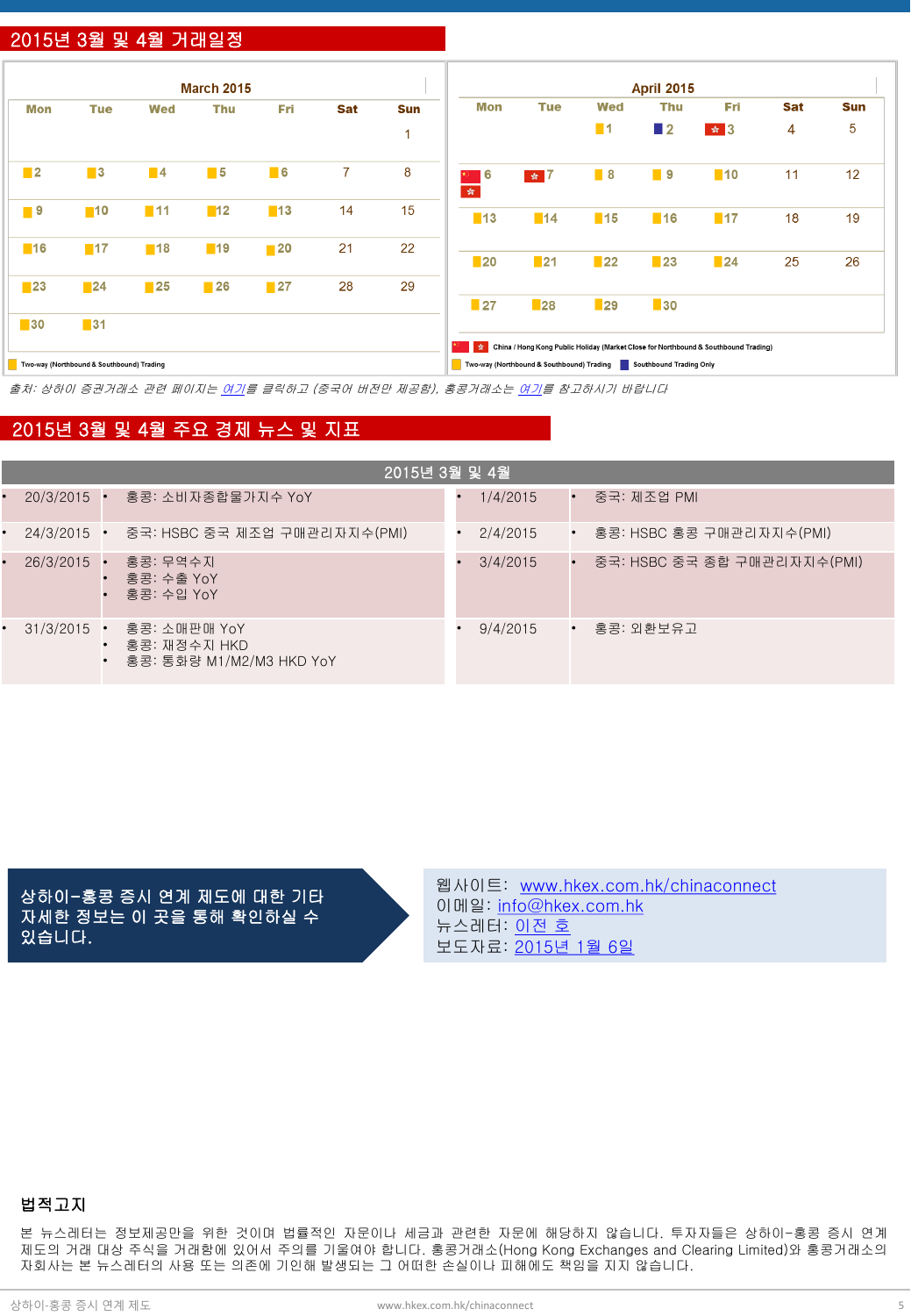## 2015년 3월 및 4월 거래일정

**March 2015**

| Mon | Tue | Wed | Thu | Fri | Sat | Sun |
|---|---|---|---|---|---|---|
| | | | | | | 1 |
| 2 | 3 | 4 | 5 | 6 | 7 | 8 |
| 9 | 10 | 11 | 12 | 13 | 14 | 15 |
| 16 | 17 | 18 | 19 | 20 | 21 | 22 |
| 23 | 24 | 25 | 26 | 27 | 28 | 29 |
| 30 | 31 | | | | | |

Two-way (Northbound & Southbound) Trading

**April 2015**

| Mon | Tue | Wed | Thu | Fri | Sat | Sun |
|---|---|---|---|---|---|---|
| | | 1 | 2 | 3 | 4 | 5 |
| 6 | 7 | 8 | 9 | 10 | 11 | 12 |
| 13 | 14 | 15 | 16 | 17 | 18 | 19 |
| 20 | 21 | 22 | 23 | 24 | 25 | 26 |
| 27 | 28 | 29 | 30 | | | |

China / Hong Kong Public Holiday (Market Close for Northbound & Southbound Trading)

Two-way (Northbound & Southbound) Trading

Southbound Trading Only

*출처: 상하이 증권거래소 관련 페이지는 여기를 클릭하고 (중국어 버전만 제공함), 홍콩거래소는 여기를 참고하시기 바랍니다*

## 2015년 3월 및 4월 주요 경제 뉴스 및 지표

| 2015년 3월 및 4월 | | | |
|---|---|---|---|
| 20/3/2015 | 홍콩: 소비자종합물가지수 YoY | 1/4/2015 | 중국: 제조업 PMI |
| 24/3/2015 | 중국: HSBC 중국 제조업 구매관리지수(PMI) | 2/4/2015 | 홍콩: HSBC 홍콩 구매관리자지수(PMI) |
| 26/3/2015 | 홍콩: 무역수지<br>홍콩: 수출 YoY<br>홍콩: 수입 YoY | 3/4/2015 | 중국: HSBC 중국 종합 구매관리자지수(PMI) |
| 31/3/2015 | 홍콩: 소매판매 YoY<br>홍콩: 재정수지 HKD<br>홍콩: 통화량 M1/M2/M3 HKD YoY | 9/4/2015 | 홍콩: 외환보유고 |

**상하이-홍콩 증시 연계 제도에 대한 기타 자세한 정보는 이 곳을 통해 확인하실 수 있습니다.**

웹사이트: www.hkex.com.hk/chinaconnect
이메일: info@hkex.com.hk
뉴스레터: 이전 호
보도자료: 2015년 1월 6일

### 법적고지

본 뉴스레터는 정보제공만을 위한 것이며 법률적인 자문이나 세금과 관련한 자문에 해당하지 않습니다. 투자자들은 상하이-홍콩 증시 연계 제도의 거래 대상 주식을 거래함에 있어서 주의를 기울여야 합니다. 홍콩거래소(Hong Kong Exchanges and Clearing Limited)와 홍콩거래소의 자회사는 본 뉴스레터의 사용 또는 의존에 기인해 발생되는 그 어떠한 손실이나 피해에도 책임을 지지 않습니다.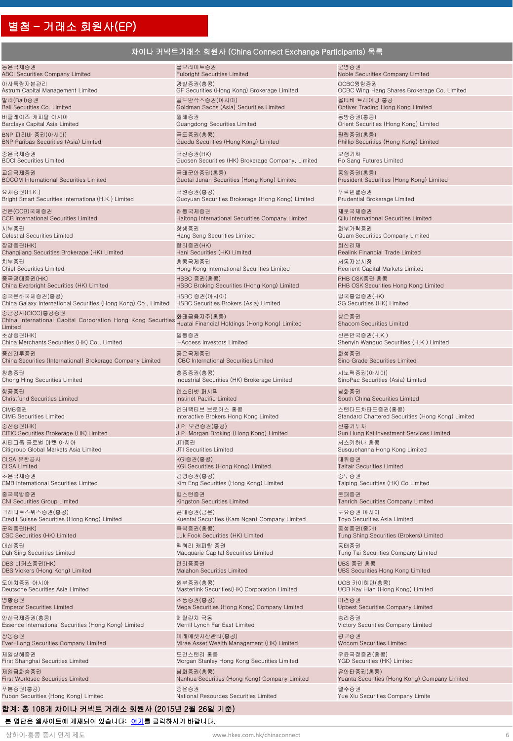# 별첨 – 거래소 회원사(EP)

| 차이나 커넥트거래소 회원사 (China Connect Exchange Participants) 목록 | | |
|---|---|---|
| 농은국제증권<br>ABCI Securities Company Limited | 풀브라이트증권<br>Fulbright Securities Limited | 군영증권<br>Noble Securities Company Limited |
| 아사트랑자본관리<br>Astrum Capital Management Limited | 광발증권(홍콩)<br>GF Securities (Hong Kong) Brokerage Limited | OCBC윙항증권<br>OCBC Wing Hang Shares Brokerage Co. Limited |
| 발리(Bali)증권<br>Bali Securities Co. Limited | 골드만삭스증권(아시아)<br>Goldman Sachs (Asia) Securities Limited | 옵티버 트레이딩 홍콩<br>Optiver Trading Hong Kong Limited |
| 바클레이즈 캐피탈 아시아<br>Barclays Capital Asia Limited | 월해증권<br>Guangdong Securities Limited | 동방증권(홍콩)<br>Orient Securities (Hong Kong) Limited |
| BNP 파리바 증권(아시아)<br>BNP Paribas Securities (Asia) Limited | 국도증권(홍콩)<br>Guodu Securities (Hong Kong) Limited | 필립증권(홍콩)<br>Phillip Securities (Hong Kong) Limited |
| 중은국제증권<br>BOCI Securities Limited | 국신증권(HK)<br>Guosen Securities (HK) Brokerage Company, Limited | 보생기화<br>Po Sang Futures Limited |
| 교은국제증권<br>BOCOM International Securities Limited | 국태군안증권(홍콩)<br>Guotai Junan Securities (Hong Kong) Limited | 통일증권(홍콩)<br>President Securities (Hong Kong) Limited |
| 요재증권(H.K.)<br>Bright Smart Securities International(H.K.) Limited | 국원증권(홍콩)<br>Guoyuan Securities Brokerage (Hong Kong) Limited | 푸르덴셜증권<br>Prudential Brokerage Limited |
| 건은(CCB)국제증권<br>CCB International Securities Limited | 해통국제증권<br>Haitong International Securities Company Limited | 제로국제증권<br>Qilu International Securities Limited |
| 시부증권<br>Celestial Securities Limited | 항생증권<br>Hang Seng Securities Limited | 화부가락증권<br>Quam Securities Company Limited |
| 장강증권(HK)<br>Changjiang Securities Brokerage (HK) Limited | 항리증권(HK)<br>Hani Securities (HK) Limited | 회신리재<br>Realink Financial Trade Limited |
| 치부증권<br>Chief Securities Limited | 홍콩국제증권<br>Hong Kong International Securities Limited | 서동자본시장<br>Reorient Capital Markets Limited |
| 중국광대증권(HK)<br>China Everbright Securities (HK) Limited | HSBC 증권(홍콩)<br>HSBC Broking Securities (Hong Kong) Limited | RHB OSK증권 홍콩<br>RHB OSK Securities Hong Kong Limited |
| 중국은하국제증권(홍콩)<br>China Galaxy International Securities (Hong Kong) Co., Limited | HSBC 증권(아시아)<br>HSBC Securities Brokers (Asia) Limited | 법국흥업증권(HK)<br>SG Securities (HK) Limited |
| 중금공사(CICC)홍콩증권<br>China International Capital Corporation Hong Kong Securities Limited | 화태금융지주(홍콩)<br>Huatai Financial Holdings (Hong Kong) Limited | 상은증권<br>Shacom Securities Limited |
| 초상증권(HK)<br>China Merchants Securities (HK) Co., Limited | 일통증권<br>I-Access Investors Limited | 신은만국증권(H.K.)<br>Shenyin Wanguo Securities (H.K.) Limited |
| 중신건투증권<br>China Securities (International) Brokerage Company Limited | 공은국제증권<br>ICBC International Securities Limited | 화성증권<br>Sino Grade Securities Limited |
| 창흥증권<br>Chong Hing Securities Limited | 흥증증권(홍콩)<br>Industrial Securities (HK) Brokerage Limited | 시노팩증권(아시아)<br>SinoPac Securities (Asia) Limited |
| 항풍증권<br>Christfund Securities Limited | 인스티넷 퍼시픽<br>Instinet Pacific Limited | 남화증권<br>South China Securities Limited |
| CIMB증권<br>CIMB Securities Limited | 인터랙티브 브로커스 홍콩<br>Interactive Brokers Hong Kong Limited | 스탠다드차타드증권(홍콩)<br>Standard Chartered Securities (Hong Kong) Limited |
| 중신증권(HK)<br>CITIC Securities Brokerage (HK) Limited | J.P. 모건증권(홍콩)<br>J.P. Morgan Broking (Hong Kong) Limited | 신홍기투자<br>Sun Hung Kai Investment Services Limited |
| 씨티그룹 글로벌 마켓 아시아<br>Citigroup Global Markets Asia Limited | JTI증권<br>JTI Securities Limited | 서스키하나 홍콩<br>Susquehanna Hong Kong Limited |
| CLSA 유한공사<br>CLSA Limited | KGI증권(홍콩)<br>KGI Securities (Hong Kong) Limited | 대휘증권<br>Taifair Securities Limited |
| 초은국제증권<br>CMB International Securities Limited | 김영증권(홍콩)<br>Kim Eng Securities (Hong Kong) Limited | 중투증권<br>Taiping Securities (HK) Co Limited |
| 중국북방증권<br>CNI Securities Group Limited | 킹스턴증권<br>Kingston Securities Limited | 돈패증권<br>Tanrich Securities Company Limited |
| 크레디트스위스증권(홍콩)<br>Credit Suisse Securities (Hong Kong) Limited | 곤태증권(금은)<br>Kuentai Securities (Kam Ngan) Company Limited | 도요증권 아시아<br>Toyo Securities Asia Limited |
| 군익증권(HK)<br>CSC Securities (HK) Limited | 육복증권(홍콩)<br>Luk Fook Securities (HK) Limited | 동성증권(중개)<br>Tung Shing Securities (Brokers) Limited |
| 대신증권<br>Dah Sing Securities Limited | 맥쿼리 캐피탈 증권<br>Macquarie Capital Securities Limited | 동태증권<br>Tung Tai Securities Company Limited |
| DBS 비커스증권(HK)<br>DBS Vickers (Hong Kong) Limited | 만리통증권<br>Malahon Securities Limited | UBS 증권 홍콩<br>UBS Securities Hong Kong Limited |
| 도이치증권 아시아<br>Deutsche Securities Asia Limited | 원부증권(홍콩)<br>Masterlink Securities(HK) Corporation Limited | UOB 카이히언(홍콩)<br>UOB Kay Hian (Hong Kong) Limited |
| 영황증권<br>Emperor Securities Limited | 조풍증권(홍콩)<br>Mega Securities (Hong Kong) Company Limited | 미건증권<br>Upbest Securities Company Limited |
| 안신국제증권(홍콩)<br>Essence International Securities (Hong Kong) Limited | 메릴린치 극동<br>Merrill Lynch Far East Limited | 승리증권<br>Victory Securities Company Limited |
| 장웅증권<br>Ever-Long Securities Company Limited | 미래에셋자산관리(홍콩)<br>Mirae Asset Wealth Management (HK) Limited | 광고증권<br>Wocom Securities Limited |
| 제일상해증권<br>First Shanghai Securities Limited | 모건스탠리 홍콩<br>Morgan Stanley Hong Kong Securities Limited | 우륭국정증권(홍콩)<br>YGD Securities (HK) Limited |
| 제일금화승증권<br>First Worldsec Securities Limited | 남화증권(홍콩)<br>Nanhua Securities (Hong Kong) Company Limited | 유안타증권(홍콩)<br>Yuanta Securities (Hong Kong) Company Limited |
| 푸본증권(홍콩)<br>Fubon Securities (Hong Kong) Limited | 중윤증권<br>National Resources Securities Limited | 월수증권<br>Yue Xiu Securities Company Limite |

**합계: 총 108개 차이나 커넥트 거래소 회원사 (2015년 2월 26일 기준)**

본 명단은 웹사이트에 게재되어 있습니다: 여기를 클릭하시기 바랍니다.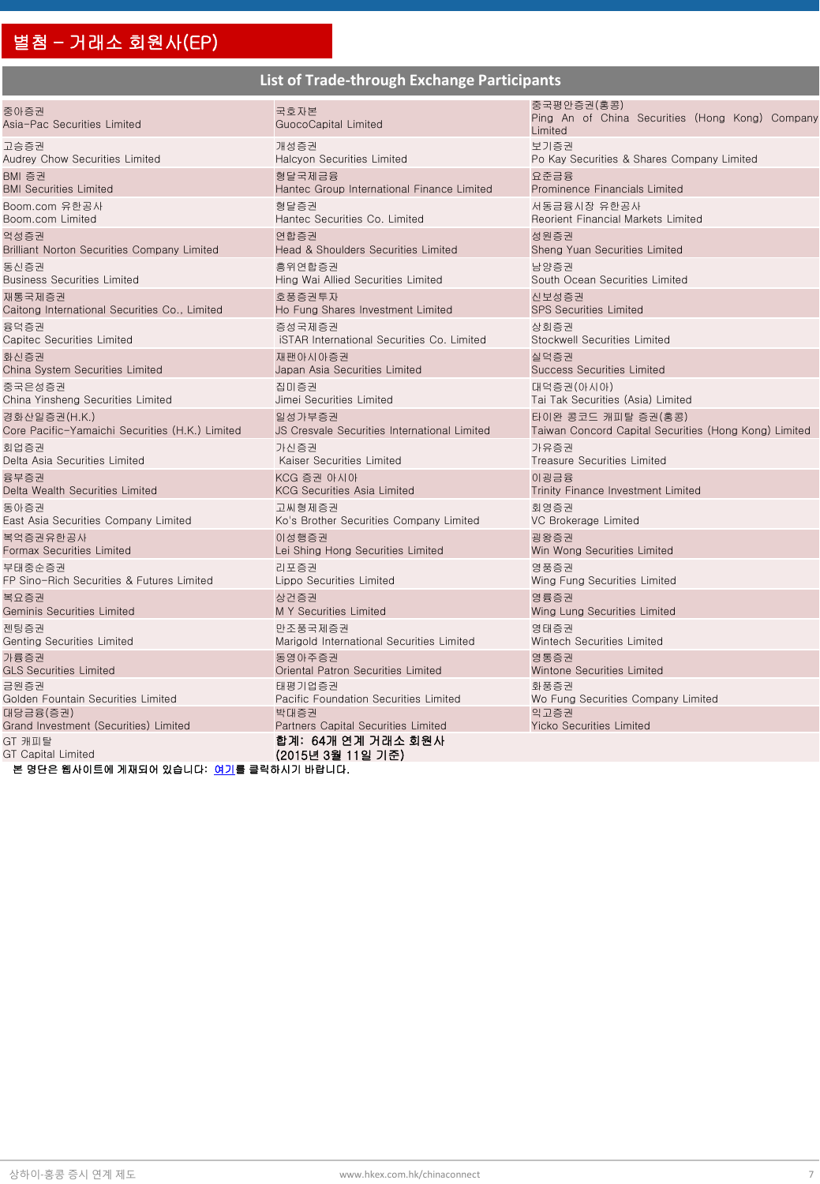# 별첨 – 거래소 회원사(EP)

| List of Trade-through Exchange Participants | | |
|---|---|---|
| 중아증권<br>Asia-Pac Securities Limited | 국호자본<br>GuocoCapital Limited | 중국평안증권(홍콩)<br>Ping An of China Securities (Hong Kong) Company Limited |
| 고승증권<br>Audrey Chow Securities Limited | 개성증권<br>Halcyon Securities Limited | 보기증권<br>Po Kay Securities & Shares Company Limited |
| BMI 증권<br>BMI Securities Limited | 형달국제금융<br>Hantec Group International Finance Limited | 요준금융<br>Prominence Financials Limited |
| Boom.com 유한공사<br>Boom.com Limited | 형달증권<br>Hantec Securities Co. Limited | 서동금융시장 유한공사<br>Reorient Financial Markets Limited |
| 억성증권<br>Brilliant Norton Securities Company Limited | 연합증권<br>Head & Shoulders Securities Limited | 성원증권<br>Sheng Yuan Securities Limited |
| 동신증권<br>Business Securities Limited | 흥위연합증권<br>Hing Wai Allied Securities Limited | 남양증권<br>South Ocean Securities Limited |
| 재통국제증권<br>Caitong International Securities Co., Limited | 호풍증권투자<br>Ho Fung Shares Investment Limited | 신보성증권<br>SPS Securities Limited |
| 융덕증권<br>Capitec Securities Limited | 증성국제증권<br>iSTAR International Securities Co. Limited | 상회증권<br>Stockwell Securities Limited |
| 화신증권<br>China System Securities Limited | 재팬아시아증권<br>Japan Asia Securities Limited | 실덕증권<br>Success Securities Limited |
| 중국은성증권<br>China Yinsheng Securities Limited | 집미증권<br>Jimei Securities Limited | 대덕증권(아시아)<br>Tai Tak Securities (Asia) Limited |
| 경화산일증권(H.K.)<br>Core Pacific-Yamaichi Securities (H.K.) Limited | 일성가부증권<br>JS Cresvale Securities International Limited | 타이완 콩코드 캐피탈 증권(홍콩)<br>Taiwan Concord Capital Securities (Hong Kong) Limited |
| 회업증권<br>Delta Asia Securities Limited | 가신증권<br>Kaiser Securities Limited | 가유증권<br>Treasure Securities Limited |
| 융부증권<br>Delta Wealth Securities Limited | KCG 증권 아시아<br>KCG Securities Asia Limited | 이괴금융<br>Trinity Finance Investment Limited |
| 동아증권<br>East Asia Securities Company Limited | 고씨형제증권<br>Ko's Brother Securities Company Limited | 회영증권<br>VC Brokerage Limited |
| 복억증권유한공사<br>Formax Securities Limited | 이성행증권<br>Lei Shing Hong Securities Limited | 굉왕증권<br>Win Wong Securities Limited |
| 부태중순증권<br>FP Sino-Rich Securities & Futures Limited | 리포증권<br>Lippo Securities Limited | 영풍증권<br>Wing Fung Securities Limited |
| 복요증권<br>Geminis Securities Limited | 상건증권<br>M Y Securities Limited | 영륭증권<br>Wing Lung Securities Limited |
| 젠팅증권<br>Genting Securities Limited | 만조풍국제증권<br>Marigold International Securities Limited | 영태증권<br>Wintech Securities Limited |
| 가륭증권<br>GLS Securities Limited | 동영아주증권<br>Oriental Patron Securities Limited | 영통증권<br>Wintone Securities Limited |
| 금원증권<br>Golden Fountain Securities Limited | 태평기업증권<br>Pacific Foundation Securities Limited | 화풍증권<br>Wo Fung Securities Company Limited |
| 대당금융(증권)<br>Grand Investment (Securities) Limited | 박대증권<br>Partners Capital Securities Limited | 익고증권<br>Yicko Securities Limited |
| GT 캐피탈<br>GT Capital Limited | **합계: 64개 연계 거래소 회원사<br>(2015년 3월 11일 기준)** | |

**본 명단은 웹사이트에 게재되어 있습니다: 여기를 클릭하시기 바랍니다.**